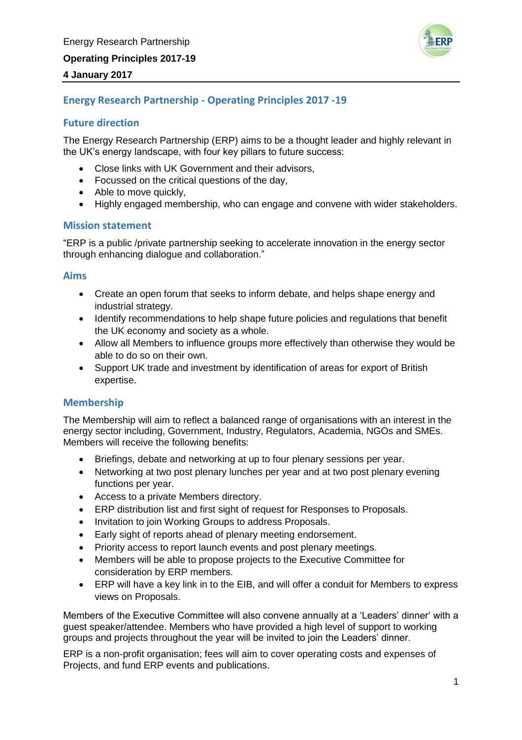Energy Research Partnership

**Operating Principles 2017-19**

**4 January 2017**

## Energy Research Partnership - Operating Principles 2017 -19

### Future direction

The Energy Research Partnership (ERP) aims to be a thought leader and highly relevant in the UK's energy landscape, with four key pillars to future success:

- Close links with UK Government and their advisors,
- Focussed on the critical questions of the day,
- Able to move quickly,
- Highly engaged membership, who can engage and convene with wider stakeholders.

### Mission statement

"ERP is a public /private partnership seeking to accelerate innovation in the energy sector through enhancing dialogue and collaboration."

### Aims

- Create an open forum that seeks to inform debate, and helps shape energy and industrial strategy.
- Identify recommendations to help shape future policies and regulations that benefit the UK economy and society as a whole.
- Allow all Members to influence groups more effectively than otherwise they would be able to do so on their own.
- Support UK trade and investment by identification of areas for export of British expertise.

### Membership

The Membership will aim to reflect a balanced range of organisations with an interest in the energy sector including, Government, Industry, Regulators, Academia, NGOs and SMEs. Members will receive the following benefits:

- Briefings, debate and networking at up to four plenary sessions per year.
- Networking at two post plenary lunches per year and at two post plenary evening functions per year.
- Access to a private Members directory.
- ERP distribution list and first sight of request for Responses to Proposals.
- Invitation to join Working Groups to address Proposals.
- Early sight of reports ahead of plenary meeting endorsement.
- Priority access to report launch events and post plenary meetings.
- Members will be able to propose projects to the Executive Committee for consideration by ERP members.
- ERP will have a key link in to the EIB, and will offer a conduit for Members to express views on Proposals.

Members of the Executive Committee will also convene annually at a 'Leaders' dinner' with a guest speaker/attendee. Members who have provided a high level of support to working groups and projects throughout the year will be invited to join the Leaders' dinner.

ERP is a non-profit organisation; fees will aim to cover operating costs and expenses of Projects, and fund ERP events and publications.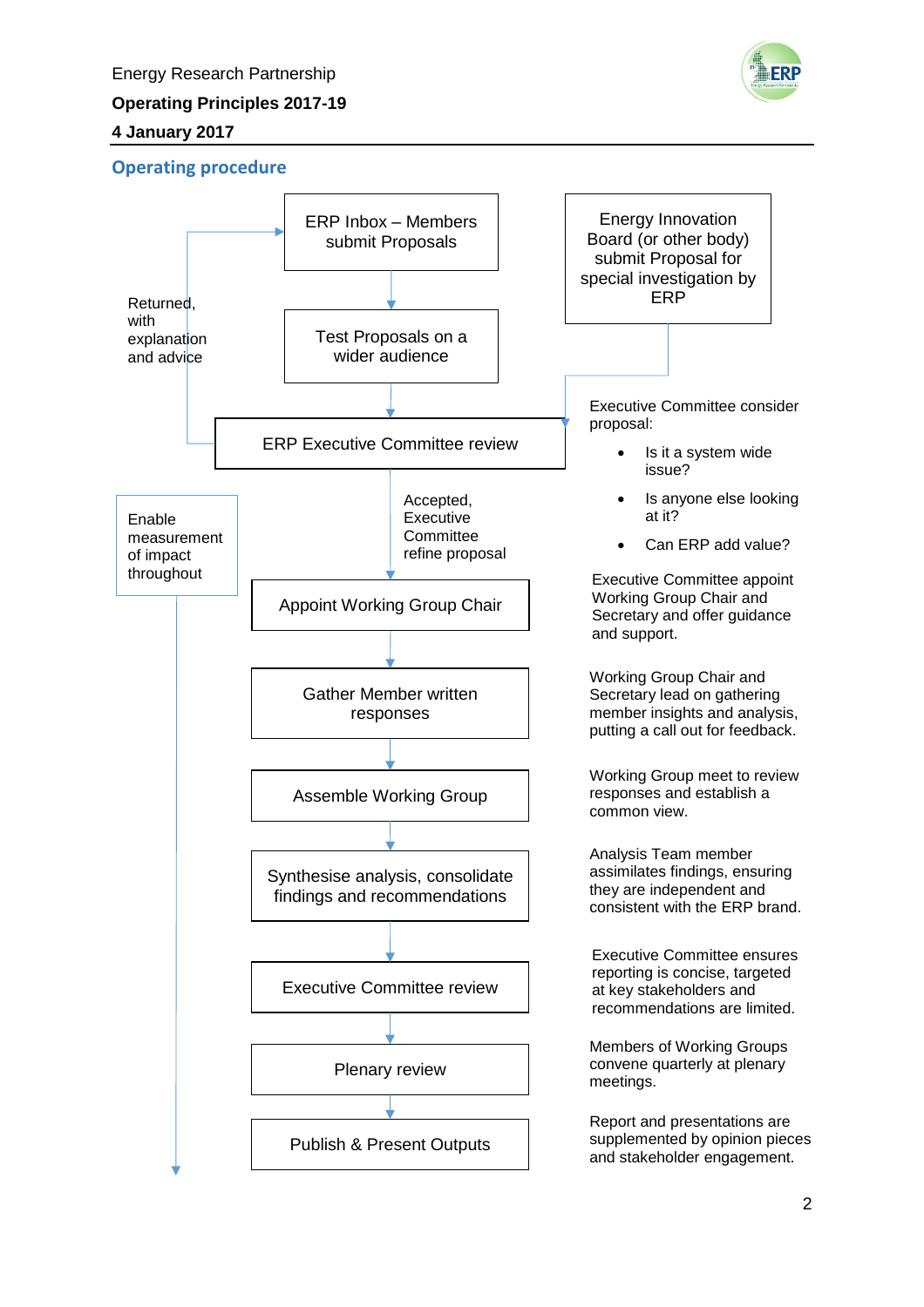Energy Research Partnership

**Operating Principles 2017-19**

**4 January 2017**

## Operating procedure

ERP Inbox – Members submit Proposals

Test Proposals on a wider audience

Returned, with explanation and advice

Energy Innovation Board (or other body) submit Proposal for special investigation by ERP

ERP Executive Committee review

Executive Committee consider proposal:

- Is it a system wide issue?
- Is anyone else looking at it?
- Can ERP add value?

Accepted, Executive Committee refine proposal

Enable measurement of impact throughout

Appoint Working Group Chair

Executive Committee appoint Working Group Chair and Secretary and offer guidance and support.

Gather Member written responses

Working Group Chair and Secretary lead on gathering member insights and analysis, putting a call out for feedback.

Assemble Working Group

Working Group meet to review responses and establish a common view.

Synthesise analysis, consolidate findings and recommendations

Analysis Team member assimilates findings, ensuring they are independent and consistent with the ERP brand.

Executive Committee review

Executive Committee ensures reporting is concise, targeted at key stakeholders and recommendations are limited.

Plenary review

Members of Working Groups convene quarterly at plenary meetings.

Publish & Present Outputs

Report and presentations are supplemented by opinion pieces and stakeholder engagement.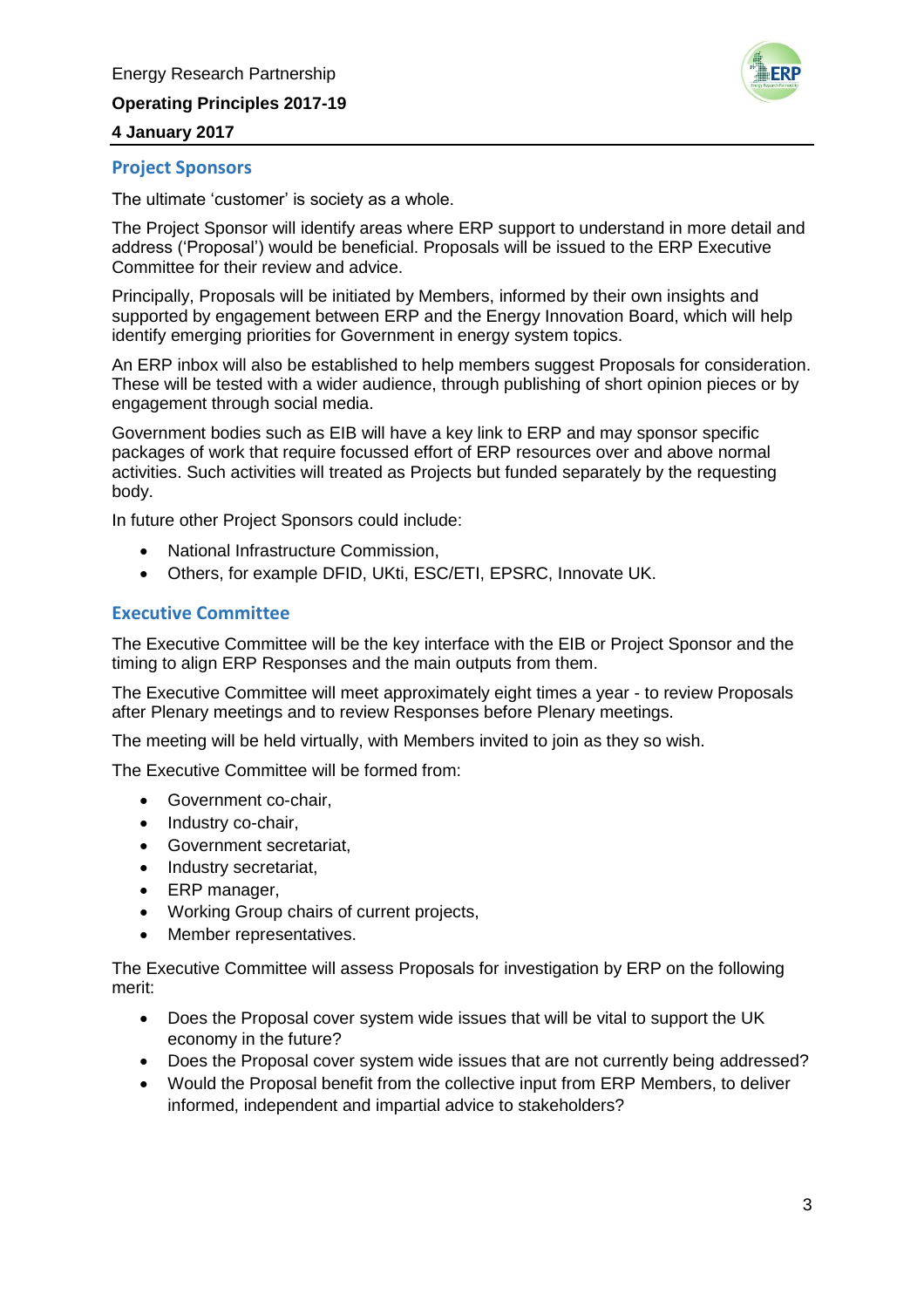## Project Sponsors

The ultimate 'customer' is society as a whole.

The Project Sponsor will identify areas where ERP support to understand in more detail and address ('Proposal') would be beneficial. Proposals will be issued to the ERP Executive Committee for their review and advice.

Principally, Proposals will be initiated by Members, informed by their own insights and supported by engagement between ERP and the Energy Innovation Board, which will help identify emerging priorities for Government in energy system topics.

An ERP inbox will also be established to help members suggest Proposals for consideration. These will be tested with a wider audience, through publishing of short opinion pieces or by engagement through social media.

Government bodies such as EIB will have a key link to ERP and may sponsor specific packages of work that require focussed effort of ERP resources over and above normal activities. Such activities will treated as Projects but funded separately by the requesting body.

In future other Project Sponsors could include:

- National Infrastructure Commission,
- Others, for example DFID, UKti, ESC/ETI, EPSRC, Innovate UK.

## Executive Committee

The Executive Committee will be the key interface with the EIB or Project Sponsor and the timing to align ERP Responses and the main outputs from them.

The Executive Committee will meet approximately eight times a year - to review Proposals after Plenary meetings and to review Responses before Plenary meetings.

The meeting will be held virtually, with Members invited to join as they so wish.

The Executive Committee will be formed from:

- Government co-chair,
- Industry co-chair,
- Government secretariat,
- Industry secretariat,
- ERP manager,
- Working Group chairs of current projects,
- Member representatives.

The Executive Committee will assess Proposals for investigation by ERP on the following merit:

- Does the Proposal cover system wide issues that will be vital to support the UK economy in the future?
- Does the Proposal cover system wide issues that are not currently being addressed?
- Would the Proposal benefit from the collective input from ERP Members, to deliver informed, independent and impartial advice to stakeholders?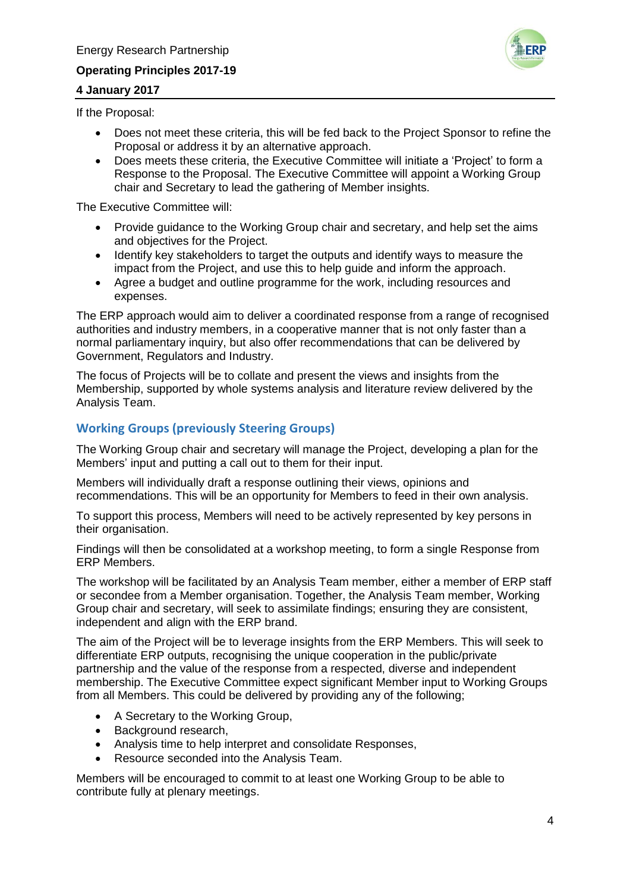If the Proposal:

- Does not meet these criteria, this will be fed back to the Project Sponsor to refine the Proposal or address it by an alternative approach.
- Does meets these criteria, the Executive Committee will initiate a 'Project' to form a Response to the Proposal. The Executive Committee will appoint a Working Group chair and Secretary to lead the gathering of Member insights.

The Executive Committee will:

- Provide guidance to the Working Group chair and secretary, and help set the aims and objectives for the Project.
- Identify key stakeholders to target the outputs and identify ways to measure the impact from the Project, and use this to help guide and inform the approach.
- Agree a budget and outline programme for the work, including resources and expenses.

The ERP approach would aim to deliver a coordinated response from a range of recognised authorities and industry members, in a cooperative manner that is not only faster than a normal parliamentary inquiry, but also offer recommendations that can be delivered by Government, Regulators and Industry.

The focus of Projects will be to collate and present the views and insights from the Membership, supported by whole systems analysis and literature review delivered by the Analysis Team.

## Working Groups (previously Steering Groups)

The Working Group chair and secretary will manage the Project, developing a plan for the Members' input and putting a call out to them for their input.

Members will individually draft a response outlining their views, opinions and recommendations. This will be an opportunity for Members to feed in their own analysis.

To support this process, Members will need to be actively represented by key persons in their organisation.

Findings will then be consolidated at a workshop meeting, to form a single Response from ERP Members.

The workshop will be facilitated by an Analysis Team member, either a member of ERP staff or secondee from a Member organisation. Together, the Analysis Team member, Working Group chair and secretary, will seek to assimilate findings; ensuring they are consistent, independent and align with the ERP brand.

The aim of the Project will be to leverage insights from the ERP Members. This will seek to differentiate ERP outputs, recognising the unique cooperation in the public/private partnership and the value of the response from a respected, diverse and independent membership. The Executive Committee expect significant Member input to Working Groups from all Members. This could be delivered by providing any of the following;

- A Secretary to the Working Group,
- Background research,
- Analysis time to help interpret and consolidate Responses,
- Resource seconded into the Analysis Team.

Members will be encouraged to commit to at least one Working Group to be able to contribute fully at plenary meetings.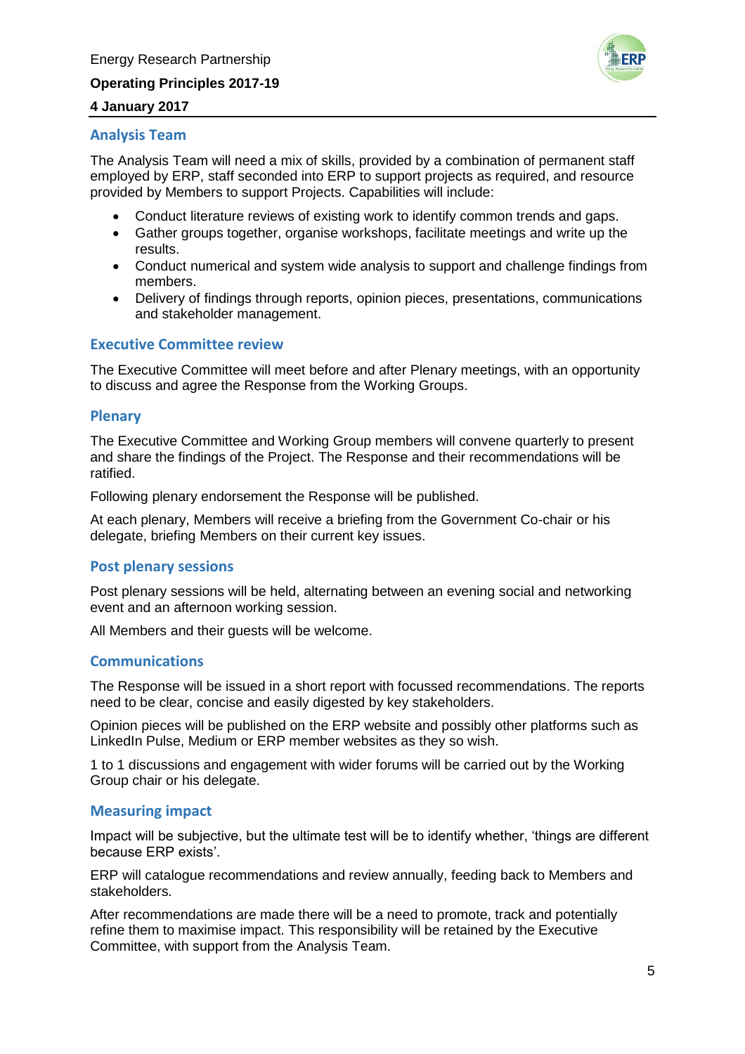## Analysis Team

The Analysis Team will need a mix of skills, provided by a combination of permanent staff employed by ERP, staff seconded into ERP to support projects as required, and resource provided by Members to support Projects. Capabilities will include:

- Conduct literature reviews of existing work to identify common trends and gaps.
- Gather groups together, organise workshops, facilitate meetings and write up the results.
- Conduct numerical and system wide analysis to support and challenge findings from members.
- Delivery of findings through reports, opinion pieces, presentations, communications and stakeholder management.

## Executive Committee review

The Executive Committee will meet before and after Plenary meetings, with an opportunity to discuss and agree the Response from the Working Groups.

## Plenary

The Executive Committee and Working Group members will convene quarterly to present and share the findings of the Project. The Response and their recommendations will be ratified.

Following plenary endorsement the Response will be published.

At each plenary, Members will receive a briefing from the Government Co-chair or his delegate, briefing Members on their current key issues.

## Post plenary sessions

Post plenary sessions will be held, alternating between an evening social and networking event and an afternoon working session.

All Members and their guests will be welcome.

## Communications

The Response will be issued in a short report with focussed recommendations. The reports need to be clear, concise and easily digested by key stakeholders.

Opinion pieces will be published on the ERP website and possibly other platforms such as LinkedIn Pulse, Medium or ERP member websites as they so wish.

1 to 1 discussions and engagement with wider forums will be carried out by the Working Group chair or his delegate.

## Measuring impact

Impact will be subjective, but the ultimate test will be to identify whether, 'things are different because ERP exists'.

ERP will catalogue recommendations and review annually, feeding back to Members and stakeholders.

After recommendations are made there will be a need to promote, track and potentially refine them to maximise impact. This responsibility will be retained by the Executive Committee, with support from the Analysis Team.